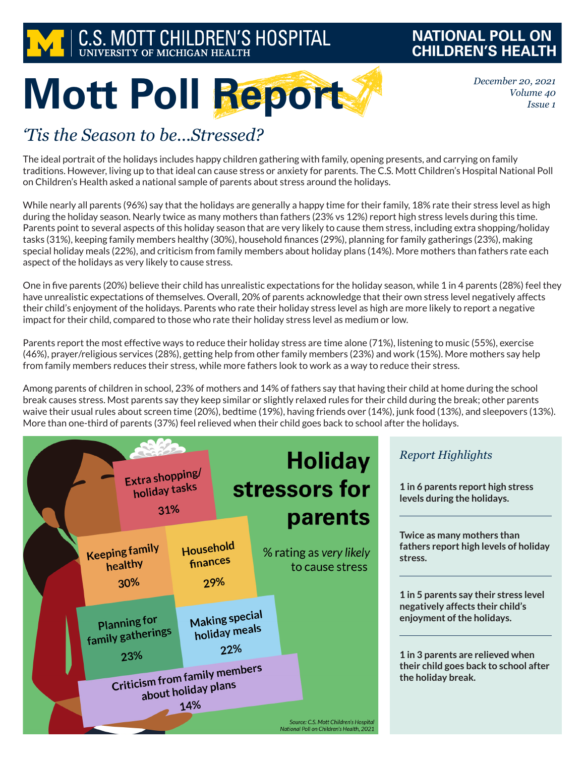C.S. MOTT CHILDREN'S HOSPITAL
UNIVERSITY OF MICHIGAN HEALTH

NATIONAL POLL ON CHILDREN'S HEALTH

# Mott Poll Report

*December 20, 2021*
*Volume 40*
*Issue 1*

## *'Tis the Season to be...Stressed?*

The ideal portrait of the holidays includes happy children gathering with family, opening presents, and carrying on family traditions. However, living up to that ideal can cause stress or anxiety for parents. The C.S. Mott Children's Hospital National Poll on Children's Health asked a national sample of parents about stress around the holidays.

While nearly all parents (96%) say that the holidays are generally a happy time for their family, 18% rate their stress level as high during the holiday season. Nearly twice as many mothers than fathers (23% vs 12%) report high stress levels during this time. Parents point to several aspects of this holiday season that are very likely to cause them stress, including extra shopping/holiday tasks (31%), keeping family members healthy (30%), household finances (29%), planning for family gatherings (23%), making special holiday meals (22%), and criticism from family members about holiday plans (14%). More mothers than fathers rate each aspect of the holidays as very likely to cause stress.

One in five parents (20%) believe their child has unrealistic expectations for the holiday season, while 1 in 4 parents (28%) feel they have unrealistic expectations of themselves. Overall, 20% of parents acknowledge that their own stress level negatively affects their child's enjoyment of the holidays. Parents who rate their holiday stress level as high are more likely to report a negative impact for their child, compared to those who rate their holiday stress level as medium or low.

Parents report the most effective ways to reduce their holiday stress are time alone (71%), listening to music (55%), exercise (46%), prayer/religious services (28%), getting help from other family members (23%) and work (15%). More mothers say help from family members reduces their stress, while more fathers look to work as a way to reduce their stress.

Among parents of children in school, 23% of mothers and 14% of fathers say that having their child at home during the school break causes stress. Most parents say they keep similar or slightly relaxed rules for their child during the break; other parents waive their usual rules about screen time (20%), bedtime (19%), having friends over (14%), junk food (13%), and sleepovers (13%). More than one-third of parents (37%) feel relieved when their child goes back to school after the holidays.

### Holiday stressors for parents

% rating as *very likely* to cause stress

- Extra shopping/holiday tasks: 31%
- Keeping family healthy: 30%
- Household finances: 29%
- Planning for family gatherings: 23%
- Making special holiday meals: 22%
- Criticism from family members about holiday plans: 14%

*Source: C.S. Mott Children's Hospital National Poll on Children's Health, 2021*

### *Report Highlights*

**1 in 6 parents report high stress levels during the holidays.**

**Twice as many mothers than fathers report high levels of holiday stress.**

**1 in 5 parents say their stress level negatively affects their child's enjoyment of the holidays.**

**1 in 3 parents are relieved when their child goes back to school after the holiday break.**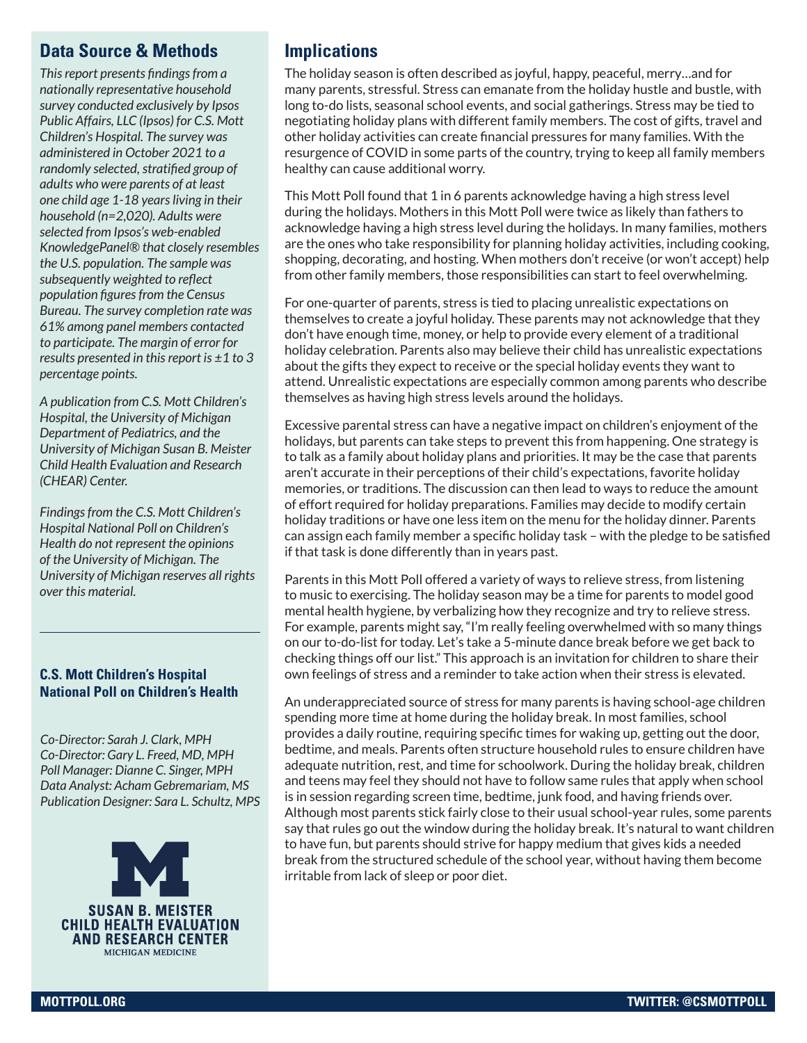## Data Source & Methods

*This report presents findings from a nationally representative household survey conducted exclusively by Ipsos Public Affairs, LLC (Ipsos) for C.S. Mott Children's Hospital. The survey was administered in October 2021 to a randomly selected, stratified group of adults who were parents of at least one child age 1-18 years living in their household (n=2,020). Adults were selected from Ipsos's web-enabled KnowledgePanel® that closely resembles the U.S. population. The sample was subsequently weighted to reflect population figures from the Census Bureau. The survey completion rate was 61% among panel members contacted to participate. The margin of error for results presented in this report is ±1 to 3 percentage points.*

*A publication from C.S. Mott Children's Hospital, the University of Michigan Department of Pediatrics, and the University of Michigan Susan B. Meister Child Health Evaluation and Research (CHEAR) Center.*

*Findings from the C.S. Mott Children's Hospital National Poll on Children's Health do not represent the opinions of the University of Michigan. The University of Michigan reserves all rights over this material.*

**C.S. Mott Children's Hospital National Poll on Children's Health**

*Co-Director: Sarah J. Clark, MPH*
*Co-Director: Gary L. Freed, MD, MPH*
*Poll Manager: Dianne C. Singer, MPH*
*Data Analyst: Acham Gebremariam, MS*
*Publication Designer: Sara L. Schultz, MPS*

SUSAN B. MEISTER CHILD HEALTH EVALUATION AND RESEARCH CENTER
MICHIGAN MEDICINE

## Implications

The holiday season is often described as joyful, happy, peaceful, merry…and for many parents, stressful. Stress can emanate from the holiday hustle and bustle, with long to-do lists, seasonal school events, and social gatherings. Stress may be tied to negotiating holiday plans with different family members. The cost of gifts, travel and other holiday activities can create financial pressures for many families. With the resurgence of COVID in some parts of the country, trying to keep all family members healthy can cause additional worry.

This Mott Poll found that 1 in 6 parents acknowledge having a high stress level during the holidays. Mothers in this Mott Poll were twice as likely than fathers to acknowledge having a high stress level during the holidays. In many families, mothers are the ones who take responsibility for planning holiday activities, including cooking, shopping, decorating, and hosting. When mothers don't receive (or won't accept) help from other family members, those responsibilities can start to feel overwhelming.

For one-quarter of parents, stress is tied to placing unrealistic expectations on themselves to create a joyful holiday. These parents may not acknowledge that they don't have enough time, money, or help to provide every element of a traditional holiday celebration. Parents also may believe their child has unrealistic expectations about the gifts they expect to receive or the special holiday events they want to attend. Unrealistic expectations are especially common among parents who describe themselves as having high stress levels around the holidays.

Excessive parental stress can have a negative impact on children's enjoyment of the holidays, but parents can take steps to prevent this from happening. One strategy is to talk as a family about holiday plans and priorities. It may be the case that parents aren't accurate in their perceptions of their child's expectations, favorite holiday memories, or traditions. The discussion can then lead to ways to reduce the amount of effort required for holiday preparations. Families may decide to modify certain holiday traditions or have one less item on the menu for the holiday dinner. Parents can assign each family member a specific holiday task – with the pledge to be satisfied if that task is done differently than in years past.

Parents in this Mott Poll offered a variety of ways to relieve stress, from listening to music to exercising. The holiday season may be a time for parents to model good mental health hygiene, by verbalizing how they recognize and try to relieve stress. For example, parents might say, "I'm really feeling overwhelmed with so many things on our to-do-list for today. Let's take a 5-minute dance break before we get back to checking things off our list." This approach is an invitation for children to share their own feelings of stress and a reminder to take action when their stress is elevated.

An underappreciated source of stress for many parents is having school-age children spending more time at home during the holiday break. In most families, school provides a daily routine, requiring specific times for waking up, getting out the door, bedtime, and meals. Parents often structure household rules to ensure children have adequate nutrition, rest, and time for schoolwork. During the holiday break, children and teens may feel they should not have to follow same rules that apply when school is in session regarding screen time, bedtime, junk food, and having friends over. Although most parents stick fairly close to their usual school-year rules, some parents say that rules go out the window during the holiday break. It's natural to want children to have fun, but parents should strive for happy medium that gives kids a needed break from the structured schedule of the school year, without having them become irritable from lack of sleep or poor diet.